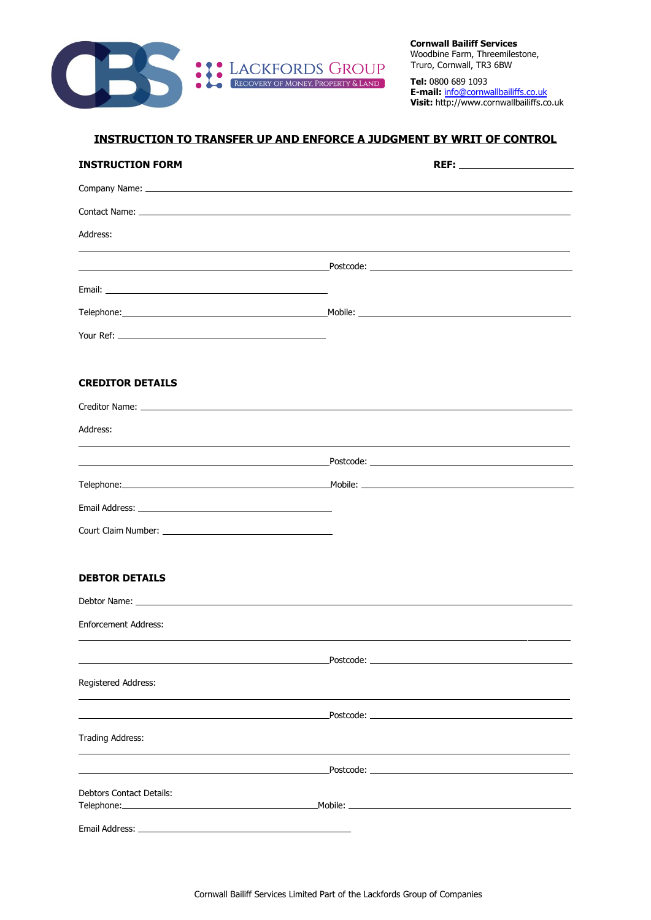LACKFORDS GROUP
RECOVERY OF MONEY, PROPERTY & LAND

**Cornwall Bailiff Services**
Woodbine Farm, Threemilestone,
Truro, Cornwall, TR3 6BW

**Tel:** 0800 689 1093
**E-mail:** info@cornwallbailiffs.co.uk
**Visit:** http://www.cornwallbailiffs.co.uk

## INSTRUCTION TO TRANSFER UP AND ENFORCE A JUDGMENT BY WRIT OF CONTROL

**INSTRUCTION FORM** **REF:** ____________________

Company Name: ________________________________________________

Contact Name: ________________________________________________

Address:

________________________________________________

________________________________________________ Postcode: ____________________

Email: ________________________________________________

Telephone: ____________________________ Mobile: ____________________________

Your Ref: ________________________________________________

### CREDITOR DETAILS

Creditor Name: ________________________________________________

Address:

________________________________________________

________________________________________________ Postcode: ____________________

Telephone: ____________________________ Mobile: ____________________________

Email Address: ________________________________________________

Court Claim Number: ________________________________________________

### DEBTOR DETAILS

Debtor Name: ________________________________________________

Enforcement Address:

________________________________________________

________________________________________________ Postcode: ____________________

Registered Address:

________________________________________________

________________________________________________ Postcode: ____________________

Trading Address:

________________________________________________

________________________________________________ Postcode: ____________________

Debtors Contact Details:
Telephone: ____________________________ Mobile: ____________________________

Email Address: ________________________________________________

Cornwall Bailiff Services Limited Part of the Lackfords Group of Companies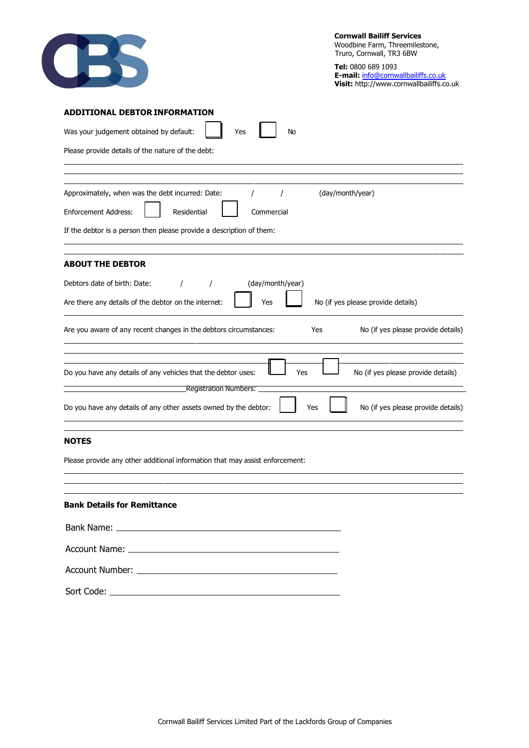**Cornwall Bailiff Services**
Woodbine Farm, Threemilestone,
Truro, Cornwall, TR3 6BW

**Tel:** 0800 689 1093
**E-mail:** info@cornwallbailiffs.co.uk
**Visit:** http://www.cornwallbailiffs.co.uk

## ADDITIONAL DEBTOR INFORMATION

Was your judgement obtained by default: ☐ Yes ☐ No

Please provide details of the nature of the debt:

Approximately, when was the debt incurred: Date: / / (day/month/year)

Enforcement Address: ☐ Residential ☐ Commercial

If the debtor is a person then please provide a description of them:

## ABOUT THE DEBTOR

Debtors date of birth: Date: / / (day/month/year)

Are there any details of the debtor on the internet: ☐ Yes ☐ No (if yes please provide details)

Are you aware of any recent changes in the debtors circumstances: Yes No (if yes please provide details)

Do you have any details of any vehicles that the debtor uses: ☐ Yes ☐ No (if yes please provide details)

Registration Numbers:

Do you have any details of any other assets owned by the debtor: ☐ Yes ☐ No (if yes please provide details)

## NOTES

Please provide any other additional information that may assist enforcement:

### Bank Details for Remittance

Bank Name:

Account Name:

Account Number:

Sort Code:

Cornwall Bailiff Services Limited Part of the Lackfords Group of Companies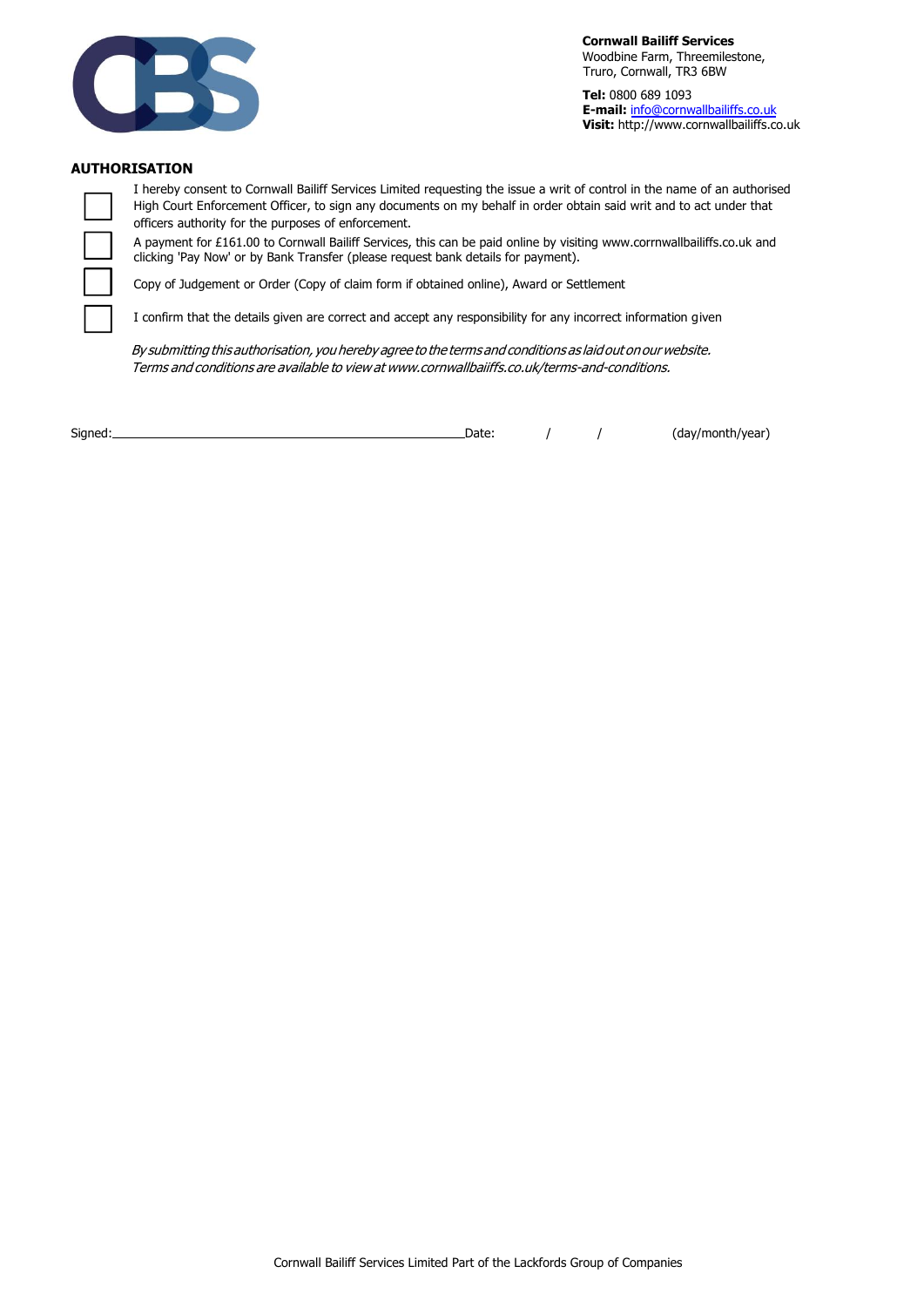**Cornwall Bailiff Services**
Woodbine Farm, Threemilestone,
Truro, Cornwall, TR3 6BW

**Tel:** 0800 689 1093
**E-mail:** info@cornwallbailiffs.co.uk
**Visit:** http://www.cornwallbailiffs.co.uk

## AUTHORISATION

- [ ] I hereby consent to Cornwall Bailiff Services Limited requesting the issue a writ of control in the name of an authorised High Court Enforcement Officer, to sign any documents on my behalf in order obtain said writ and to act under that officers authority for the purposes of enforcement.
- [ ] A payment for £161.00 to Cornwall Bailiff Services, this can be paid online by visiting www.corrnwallbailiffs.co.uk and clicking 'Pay Now' or by Bank Transfer (please request bank details for payment).
- [ ] Copy of Judgement or Order (Copy of claim form if obtained online), Award or Settlement
- [ ] I confirm that the details given are correct and accept any responsibility for any incorrect information given

*By submitting this authorisation, you hereby agree to the terms and conditions as laid out on our website. Terms and conditions are available to view at www.cornwallbaiiffs.co.uk/terms-and-conditions.*

Signed:\_\_\_\_\_\_\_\_\_\_\_\_\_\_\_\_\_\_\_\_\_\_\_\_\_\_\_\_\_\_\_\_\_\_\_\_ Date: &nbsp;&nbsp;&nbsp; / &nbsp;&nbsp;&nbsp; / &nbsp;&nbsp;&nbsp; (day/month/year)

Cornwall Bailiff Services Limited Part of the Lackfords Group of Companies